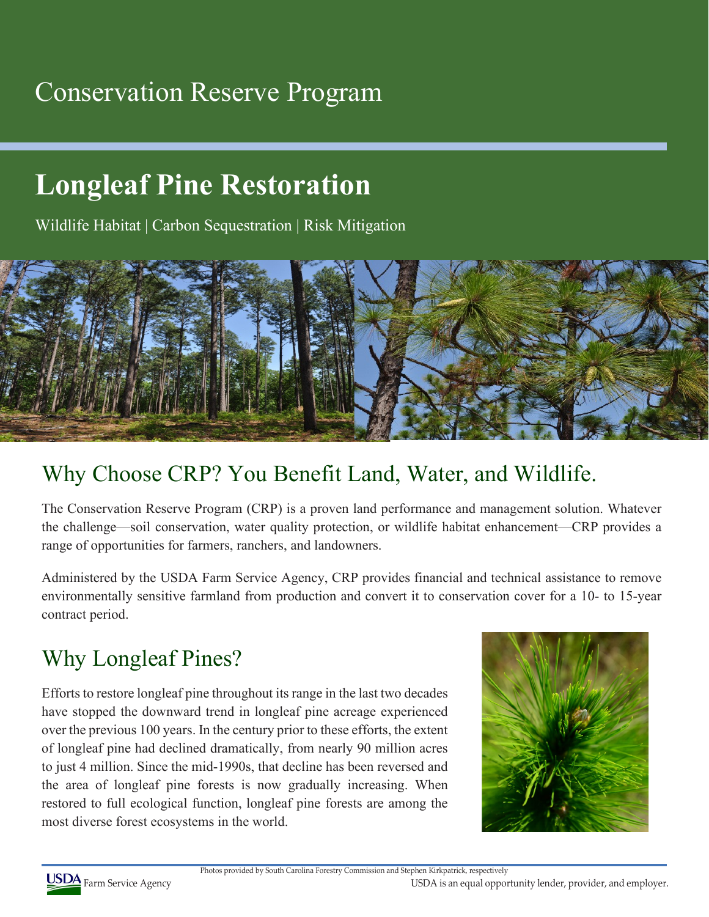# Conservation Reserve Program

## Longleaf Pine Restoration

Wildlife Habitat | Carbon Sequestration | Risk Mitigation

## Why Choose CRP? You Benefit Land, Water, and Wildlife.

The Conservation Reserve Program (CRP) is a proven land performance and management solution. Whatever the challenge—soil conservation, water quality protection, or wildlife habitat enhancement—CRP provides a range of opportunities for farmers, ranchers, and landowners.

Administered by the USDA Farm Service Agency, CRP provides financial and technical assistance to remove environmentally sensitive farmland from production and convert it to conservation cover for a 10- to 15-year contract period.

## Why Longleaf Pines?

Efforts to restore longleaf pine throughout its range in the last two decades have stopped the downward trend in longleaf pine acreage experienced over the previous 100 years. In the century prior to these efforts, the extent of longleaf pine had declined dramatically, from nearly 90 million acres to just 4 million. Since the mid-1990s, that decline has been reversed and the area of longleaf pine forests is now gradually increasing. When restored to full ecological function, longleaf pine forests are among the most diverse forest ecosystems in the world.

Photos provided by South Carolina Forestry Commission and Stephen Kirkpatrick, respectively

USDA Farm Service Agency

USDA is an equal opportunity lender, provider, and employer.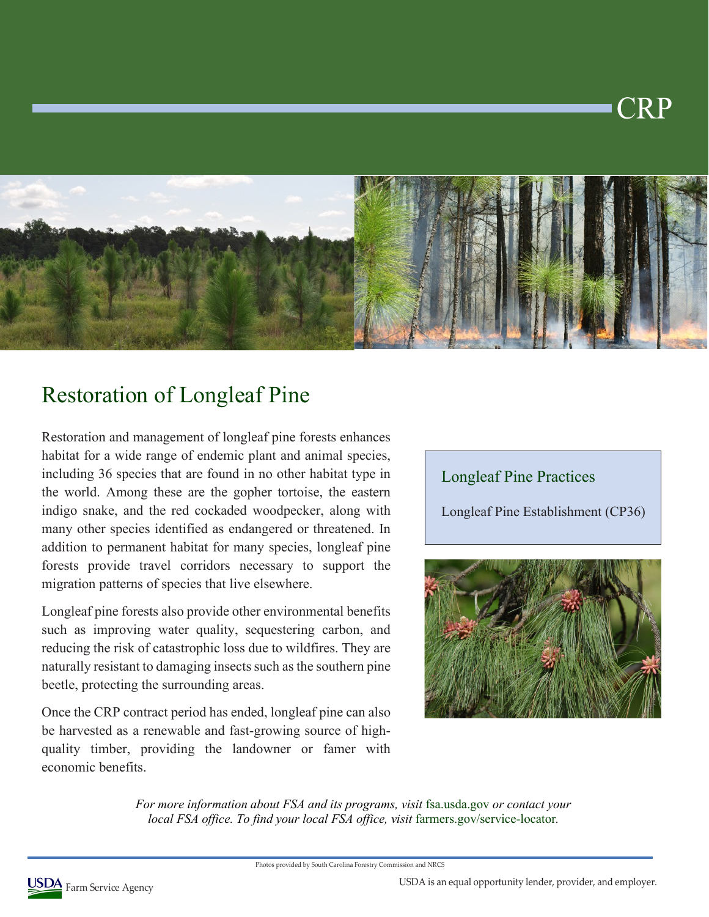# CRP

## Restoration of Longleaf Pine

Restoration and management of longleaf pine forests enhances habitat for a wide range of endemic plant and animal species, including 36 species that are found in no other habitat type in the world. Among these are the gopher tortoise, the eastern indigo snake, and the red cockaded woodpecker, along with many other species identified as endangered or threatened. In addition to permanent habitat for many species, longleaf pine forests provide travel corridors necessary to support the migration patterns of species that live elsewhere.

Longleaf pine forests also provide other environmental benefits such as improving water quality, sequestering carbon, and reducing the risk of catastrophic loss due to wildfires. They are naturally resistant to damaging insects such as the southern pine beetle, protecting the surrounding areas.

Once the CRP contract period has ended, longleaf pine can also be harvested as a renewable and fast-growing source of high-quality timber, providing the landowner or famer with economic benefits.

### Longleaf Pine Practices

Longleaf Pine Establishment (CP36)

*For more information about FSA and its programs, visit fsa.usda.gov or contact your local FSA office. To find your local FSA office, visit farmers.gov/service-locator.*

Photos provided by South Carolina Forestry Commission and NRCS

USDA Farm Service Agency

USDA is an equal opportunity lender, provider, and employer.